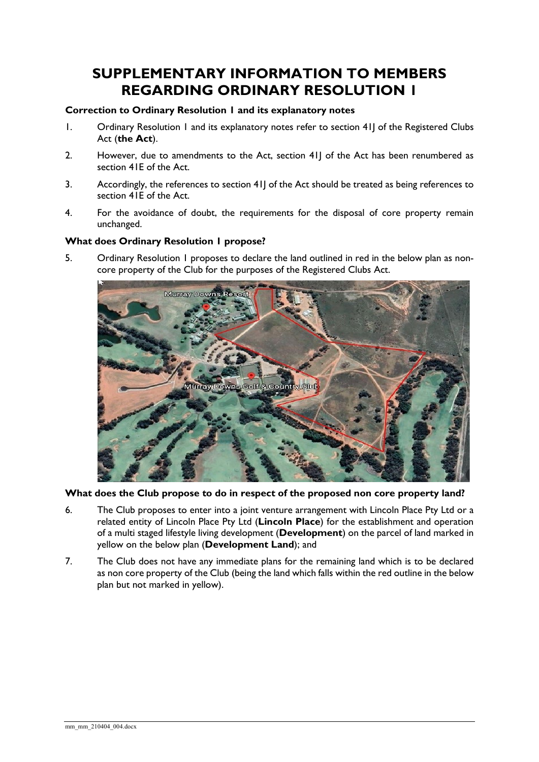# SUPPLEMENTARY INFORMATION TO MEMBERS REGARDING ORDINARY RESOLUTION 1

**Correction to Ordinary Resolution 1 and its explanatory notes**

1. Ordinary Resolution 1 and its explanatory notes refer to section 41J of the Registered Clubs Act (**the Act**).
2. However, due to amendments to the Act, section 41J of the Act has been renumbered as section 41E of the Act.
3. Accordingly, the references to section 41J of the Act should be treated as being references to section 41E of the Act.
4. For the avoidance of doubt, the requirements for the disposal of core property remain unchanged.

**What does Ordinary Resolution 1 propose?**

5. Ordinary Resolution 1 proposes to declare the land outlined in red in the below plan as non-core property of the Club for the purposes of the Registered Clubs Act.

**What does the Club propose to do in respect of the proposed non core property land?**

6. The Club proposes to enter into a joint venture arrangement with Lincoln Place Pty Ltd or a related entity of Lincoln Place Pty Ltd (**Lincoln Place**) for the establishment and operation of a multi staged lifestyle living development (**Development**) on the parcel of land marked in yellow on the below plan (**Development Land**); and
7. The Club does not have any immediate plans for the remaining land which is to be declared as non core property of the Club (being the land which falls within the red outline in the below plan but not marked in yellow).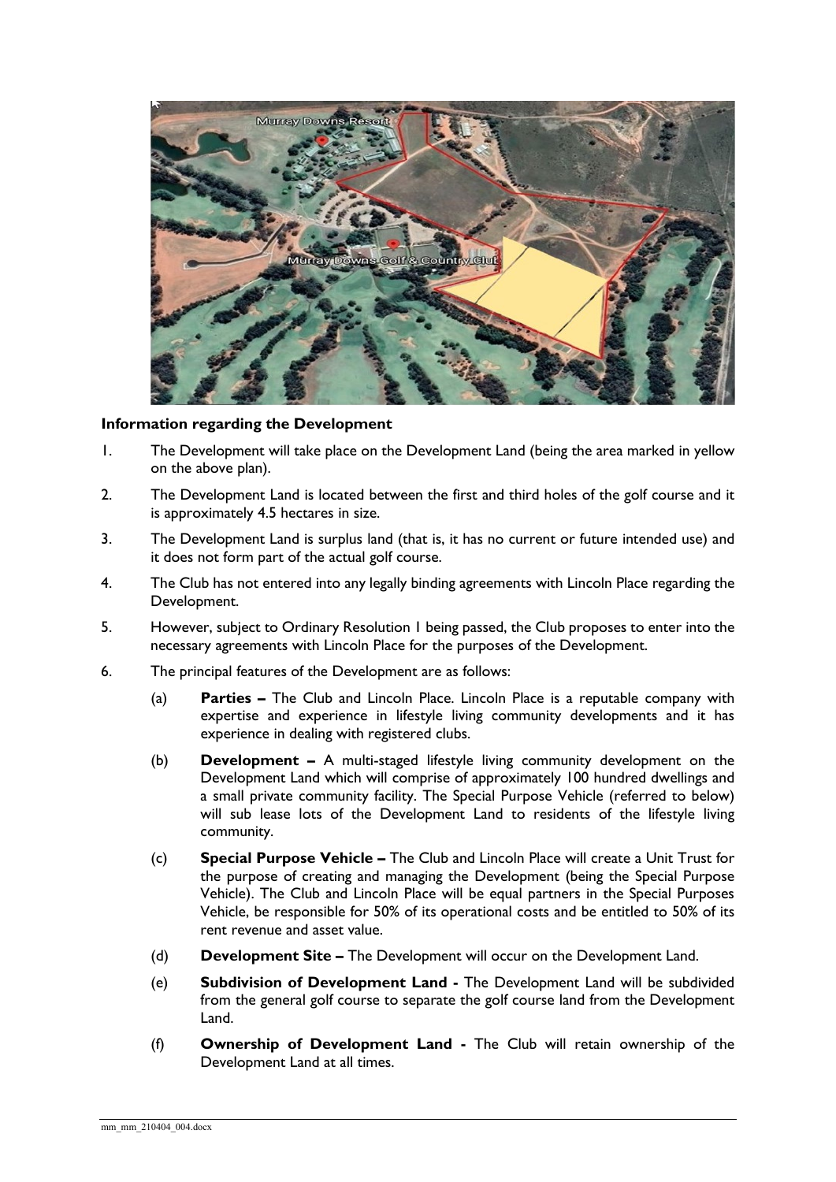**Information regarding the Development**

1. The Development will take place on the Development Land (being the area marked in yellow on the above plan).

2. The Development Land is located between the first and third holes of the golf course and it is approximately 4.5 hectares in size.

3. The Development Land is surplus land (that is, it has no current or future intended use) and it does not form part of the actual golf course.

4. The Club has not entered into any legally binding agreements with Lincoln Place regarding the Development.

5. However, subject to Ordinary Resolution 1 being passed, the Club proposes to enter into the necessary agreements with Lincoln Place for the purposes of the Development.

6. The principal features of the Development are as follows:

   (a) **Parties –** The Club and Lincoln Place. Lincoln Place is a reputable company with expertise and experience in lifestyle living community developments and it has experience in dealing with registered clubs.

   (b) **Development –** A multi-staged lifestyle living community development on the Development Land which will comprise of approximately 100 hundred dwellings and a small private community facility. The Special Purpose Vehicle (referred to below) will sub lease lots of the Development Land to residents of the lifestyle living community.

   (c) **Special Purpose Vehicle –** The Club and Lincoln Place will create a Unit Trust for the purpose of creating and managing the Development (being the Special Purpose Vehicle). The Club and Lincoln Place will be equal partners in the Special Purposes Vehicle, be responsible for 50% of its operational costs and be entitled to 50% of its rent revenue and asset value.

   (d) **Development Site –** The Development will occur on the Development Land.

   (e) **Subdivision of Development Land -** The Development Land will be subdivided from the general golf course to separate the golf course land from the Development Land.

   (f) **Ownership of Development Land -** The Club will retain ownership of the Development Land at all times.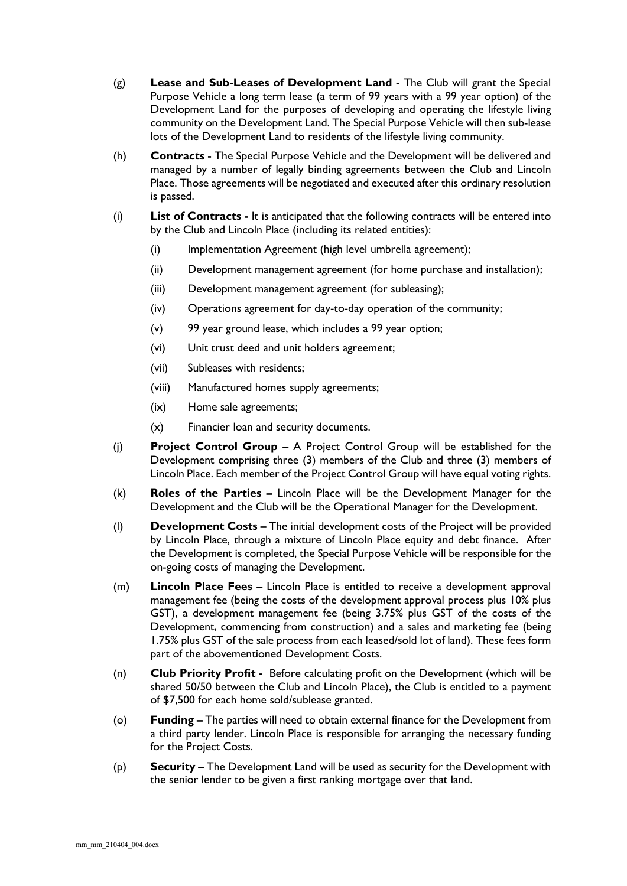(g) **Lease and Sub-Leases of Development Land -** The Club will grant the Special Purpose Vehicle a long term lease (a term of 99 years with a 99 year option) of the Development Land for the purposes of developing and operating the lifestyle living community on the Development Land. The Special Purpose Vehicle will then sub-lease lots of the Development Land to residents of the lifestyle living community.

(h) **Contracts -** The Special Purpose Vehicle and the Development will be delivered and managed by a number of legally binding agreements between the Club and Lincoln Place. Those agreements will be negotiated and executed after this ordinary resolution is passed.

(i) **List of Contracts -** It is anticipated that the following contracts will be entered into by the Club and Lincoln Place (including its related entities):

   (i) Implementation Agreement (high level umbrella agreement);

   (ii) Development management agreement (for home purchase and installation);

   (iii) Development management agreement (for subleasing);

   (iv) Operations agreement for day-to-day operation of the community;

   (v) 99 year ground lease, which includes a 99 year option;

   (vi) Unit trust deed and unit holders agreement;

   (vii) Subleases with residents;

   (viii) Manufactured homes supply agreements;

   (ix) Home sale agreements;

   (x) Financier loan and security documents.

(j) **Project Control Group –** A Project Control Group will be established for the Development comprising three (3) members of the Club and three (3) members of Lincoln Place. Each member of the Project Control Group will have equal voting rights.

(k) **Roles of the Parties –** Lincoln Place will be the Development Manager for the Development and the Club will be the Operational Manager for the Development.

(l) **Development Costs –** The initial development costs of the Project will be provided by Lincoln Place, through a mixture of Lincoln Place equity and debt finance. After the Development is completed, the Special Purpose Vehicle will be responsible for the on-going costs of managing the Development.

(m) **Lincoln Place Fees –** Lincoln Place is entitled to receive a development approval management fee (being the costs of the development approval process plus 10% plus GST), a development management fee (being 3.75% plus GST of the costs of the Development, commencing from construction) and a sales and marketing fee (being 1.75% plus GST of the sale process from each leased/sold lot of land). These fees form part of the abovementioned Development Costs.

(n) **Club Priority Profit -** Before calculating profit on the Development (which will be shared 50/50 between the Club and Lincoln Place), the Club is entitled to a payment of $7,500 for each home sold/sublease granted.

(o) **Funding –** The parties will need to obtain external finance for the Development from a third party lender. Lincoln Place is responsible for arranging the necessary funding for the Project Costs.

(p) **Security –** The Development Land will be used as security for the Development with the senior lender to be given a first ranking mortgage over that land.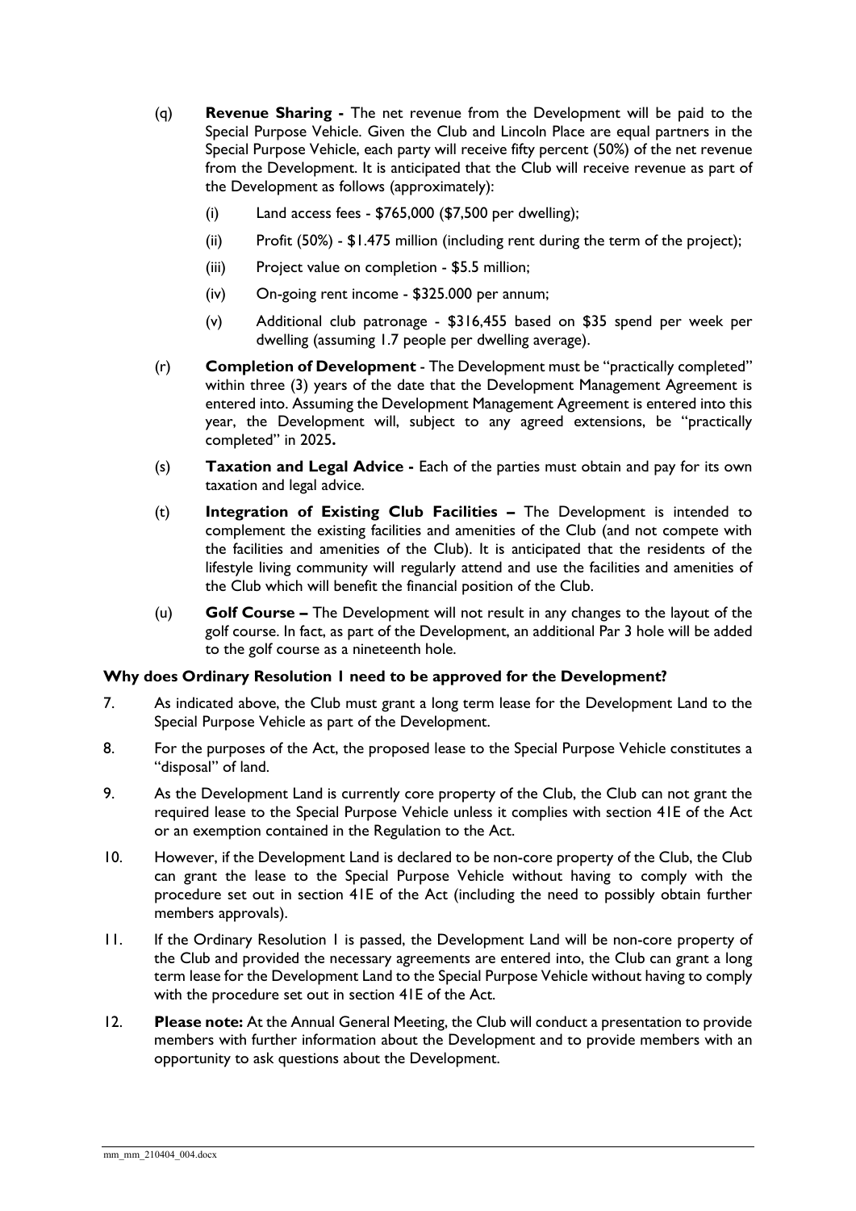(q) **Revenue Sharing -** The net revenue from the Development will be paid to the Special Purpose Vehicle. Given the Club and Lincoln Place are equal partners in the Special Purpose Vehicle, each party will receive fifty percent (50%) of the net revenue from the Development. It is anticipated that the Club will receive revenue as part of the Development as follows (approximately):

   (i) Land access fees - $765,000 ($7,500 per dwelling);

   (ii) Profit (50%) - $1.475 million (including rent during the term of the project);

   (iii) Project value on completion - $5.5 million;

   (iv) On-going rent income - $325.000 per annum;

   (v) Additional club patronage - $316,455 based on $35 spend per week per dwelling (assuming 1.7 people per dwelling average).

(r) **Completion of Development** - The Development must be "practically completed" within three (3) years of the date that the Development Management Agreement is entered into. Assuming the Development Management Agreement is entered into this year, the Development will, subject to any agreed extensions, be "practically completed" in 2025**.**

(s) **Taxation and Legal Advice -** Each of the parties must obtain and pay for its own taxation and legal advice.

(t) **Integration of Existing Club Facilities –** The Development is intended to complement the existing facilities and amenities of the Club (and not compete with the facilities and amenities of the Club). It is anticipated that the residents of the lifestyle living community will regularly attend and use the facilities and amenities of the Club which will benefit the financial position of the Club.

(u) **Golf Course –** The Development will not result in any changes to the layout of the golf course. In fact, as part of the Development, an additional Par 3 hole will be added to the golf course as a nineteenth hole.

**Why does Ordinary Resolution 1 need to be approved for the Development?**

7. As indicated above, the Club must grant a long term lease for the Development Land to the Special Purpose Vehicle as part of the Development.

8. For the purposes of the Act, the proposed lease to the Special Purpose Vehicle constitutes a "disposal" of land.

9. As the Development Land is currently core property of the Club, the Club can not grant the required lease to the Special Purpose Vehicle unless it complies with section 41E of the Act or an exemption contained in the Regulation to the Act.

10. However, if the Development Land is declared to be non-core property of the Club, the Club can grant the lease to the Special Purpose Vehicle without having to comply with the procedure set out in section 41E of the Act (including the need to possibly obtain further members approvals).

11. If the Ordinary Resolution 1 is passed, the Development Land will be non-core property of the Club and provided the necessary agreements are entered into, the Club can grant a long term lease for the Development Land to the Special Purpose Vehicle without having to comply with the procedure set out in section 41E of the Act.

12. **Please note:** At the Annual General Meeting, the Club will conduct a presentation to provide members with further information about the Development and to provide members with an opportunity to ask questions about the Development.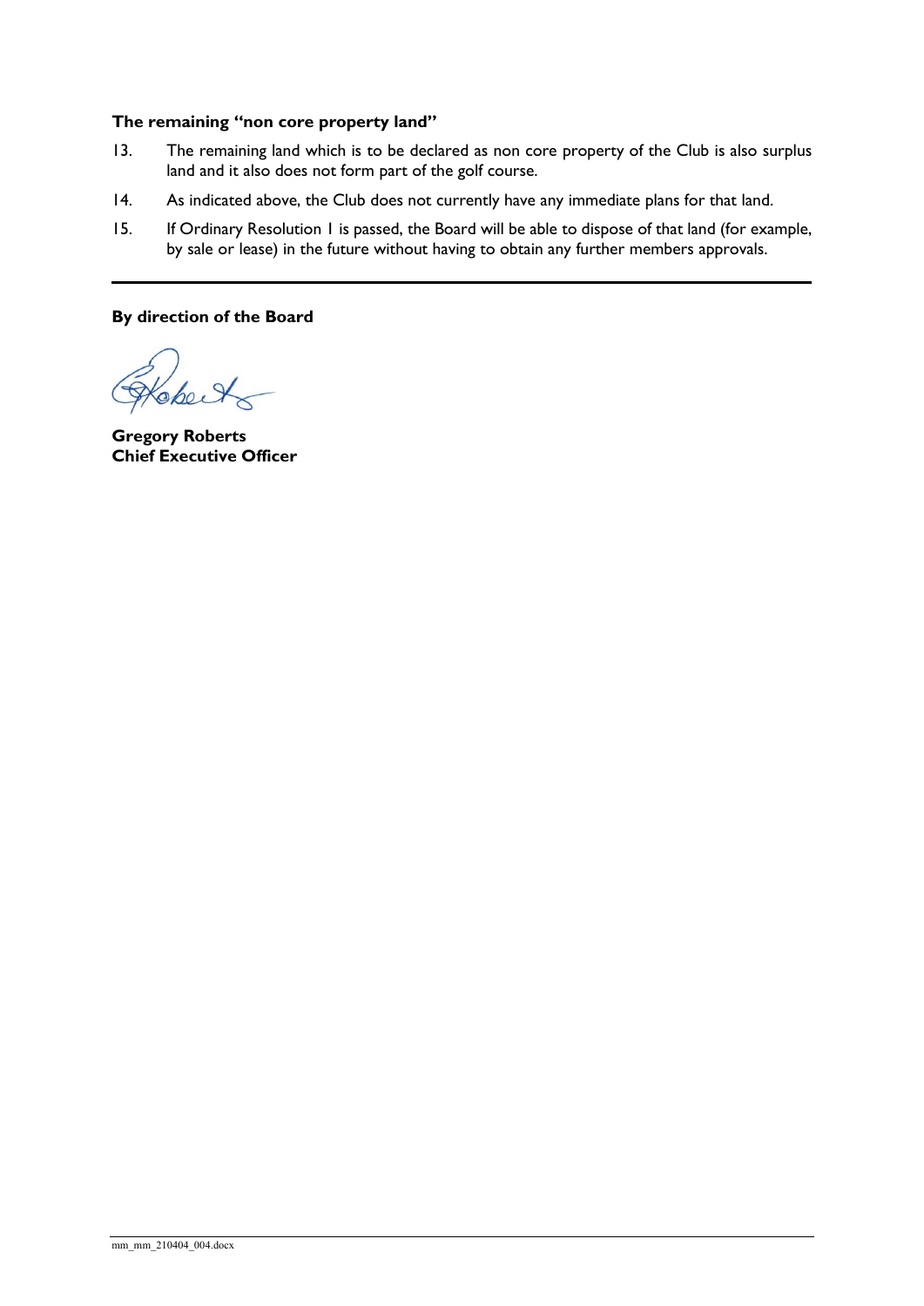**The remaining "non core property land"**

13. The remaining land which is to be declared as non core property of the Club is also surplus land and it also does not form part of the golf course.

14. As indicated above, the Club does not currently have any immediate plans for that land.

15. If Ordinary Resolution 1 is passed, the Board will be able to dispose of that land (for example, by sale or lease) in the future without having to obtain any further members approvals.

---

**By direction of the Board**

**Gregory Roberts**
**Chief Executive Officer**